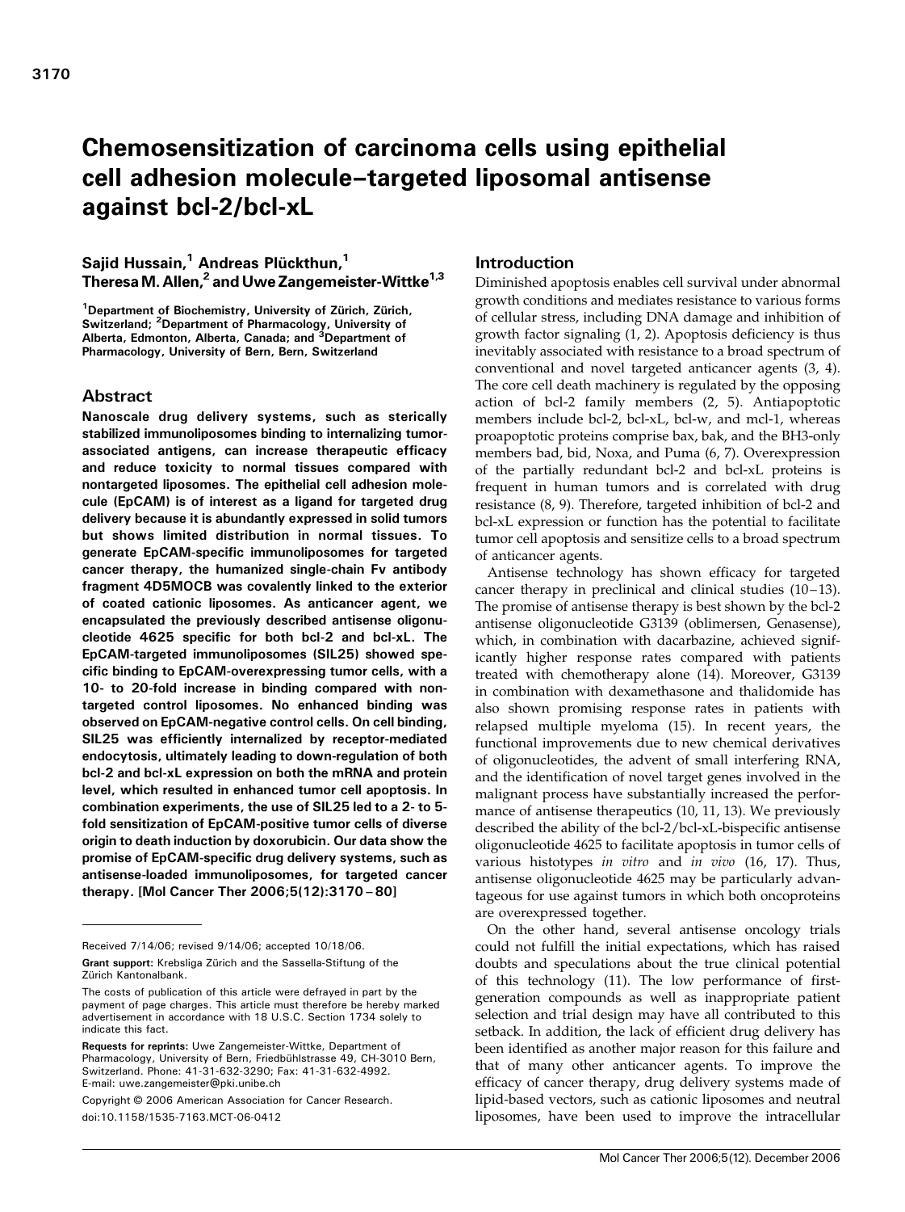# Chemosensitization of carcinoma cells using epithelial cell adhesion molecule–targeted liposomal antisense against bcl-2/bcl-xL

**Sajid Hussain,[1] Andreas Plückthun,[1] Theresa M. Allen,[2] and Uwe Zangemeister-Wittke[1,3]**

[1]Department of Biochemistry, University of Zürich, Zürich, Switzerland; [2]Department of Pharmacology, University of Alberta, Edmonton, Alberta, Canada; and [3]Department of Pharmacology, University of Bern, Bern, Switzerland

## Abstract

**Nanoscale drug delivery systems, such as sterically stabilized immunoliposomes binding to internalizing tumor-associated antigens, can increase therapeutic efficacy and reduce toxicity to normal tissues compared with nontargeted liposomes. The epithelial cell adhesion molecule (EpCAM) is of interest as a ligand for targeted drug delivery because it is abundantly expressed in solid tumors but shows limited distribution in normal tissues. To generate EpCAM-specific immunoliposomes for targeted cancer therapy, the humanized single-chain Fv antibody fragment 4D5MOCB was covalently linked to the exterior of coated cationic liposomes. As anticancer agent, we encapsulated the previously described antisense oligonucleotide 4625 specific for both bcl-2 and bcl-xL. The EpCAM-targeted immunoliposomes (SIL25) showed specific binding to EpCAM-overexpressing tumor cells, with a 10- to 20-fold increase in binding compared with nontargeted control liposomes. No enhanced binding was observed on EpCAM-negative control cells. On cell binding, SIL25 was efficiently internalized by receptor-mediated endocytosis, ultimately leading to down-regulation of both bcl-2 and bcl-xL expression on both the mRNA and protein level, which resulted in enhanced tumor cell apoptosis. In combination experiments, the use of SIL25 led to a 2- to 5-fold sensitization of EpCAM-positive tumor cells of diverse origin to death induction by doxorubicin. Our data show the promise of EpCAM-specific drug delivery systems, such as antisense-loaded immunoliposomes, for targeted cancer therapy. [Mol Cancer Ther 2006;5(12):3170–80]**

Received 7/14/06; revised 9/14/06; accepted 10/18/06.

**Grant support:** Krebsliga Zürich and the Sassella-Stiftung of the Zürich Kantonalbank.

The costs of publication of this article were defrayed in part by the payment of page charges. This article must therefore be hereby marked advertisement in accordance with 18 U.S.C. Section 1734 solely to indicate this fact.

**Requests for reprints:** Uwe Zangemeister-Wittke, Department of Pharmacology, University of Bern, Friedbühlstrasse 49, CH-3010 Bern, Switzerland. Phone: 41-31-632-3290; Fax: 41-31-632-4992. E-mail: uwe.zangemeister@pki.unibe.ch

Copyright © 2006 American Association for Cancer Research.

doi:10.1158/1535-7163.MCT-06-0412

## Introduction

Diminished apoptosis enables cell survival under abnormal growth conditions and mediates resistance to various forms of cellular stress, including DNA damage and inhibition of growth factor signaling (1, 2). Apoptosis deficiency is thus inevitably associated with resistance to a broad spectrum of conventional and novel targeted anticancer agents (3, 4). The core cell death machinery is regulated by the opposing action of bcl-2 family members (2, 5). Antiapoptotic members include bcl-2, bcl-xL, bcl-w, and mcl-1, whereas proapoptotic proteins comprise bax, bak, and the BH3-only members bad, bid, Noxa, and Puma (6, 7). Overexpression of the partially redundant bcl-2 and bcl-xL proteins is frequent in human tumors and is correlated with drug resistance (8, 9). Therefore, targeted inhibition of bcl-2 and bcl-xL expression or function has the potential to facilitate tumor cell apoptosis and sensitize cells to a broad spectrum of anticancer agents.

Antisense technology has shown efficacy for targeted cancer therapy in preclinical and clinical studies (10–13). The promise of antisense therapy is best shown by the bcl-2 antisense oligonucleotide G3139 (oblimersen, Genasense), which, in combination with dacarbazine, achieved significantly higher response rates compared with patients treated with chemotherapy alone (14). Moreover, G3139 in combination with dexamethasone and thalidomide has also shown promising response rates in patients with relapsed multiple myeloma (15). In recent years, the functional improvements due to new chemical derivatives of oligonucleotides, the advent of small interfering RNA, and the identification of novel target genes involved in the malignant process have substantially increased the performance of antisense therapeutics (10, 11, 13). We previously described the ability of the bcl-2/bcl-xL-bispecific antisense oligonucleotide 4625 to facilitate apoptosis in tumor cells of various histotypes *in vitro* and *in vivo* (16, 17). Thus, antisense oligonucleotide 4625 may be particularly advantageous for use against tumors in which both oncoproteins are overexpressed together.

On the other hand, several antisense oncology trials could not fulfill the initial expectations, which has raised doubts and speculations about the true clinical potential of this technology (11). The low performance of first-generation compounds as well as inappropriate patient selection and trial design may have all contributed to this setback. In addition, the lack of efficient drug delivery has been identified as another major reason for this failure and that of many other anticancer agents. To improve the efficacy of cancer therapy, drug delivery systems made of lipid-based vectors, such as cationic liposomes and neutral liposomes, have been used to improve the intracellular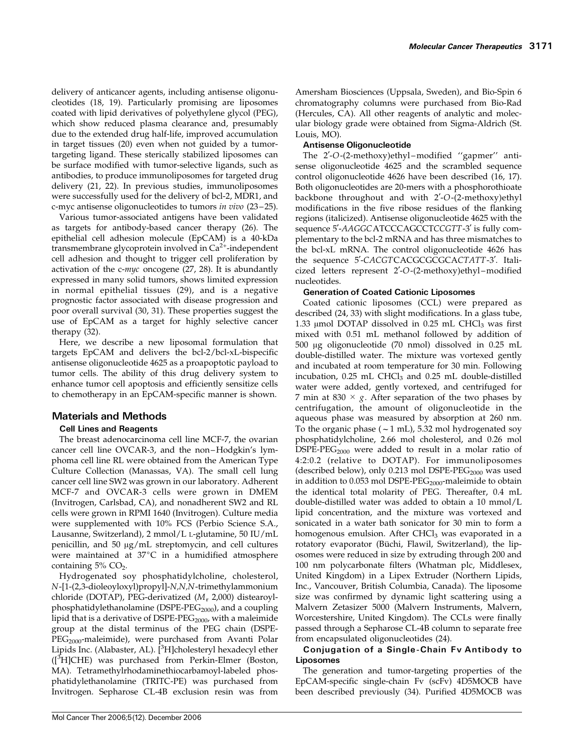delivery of anticancer agents, including antisense oligonucleotides (18, 19). Particularly promising are liposomes coated with lipid derivatives of polyethylene glycol (PEG), which show reduced plasma clearance and, presumably due to the extended drug half-life, improved accumulation in target tissues (20) even when not guided by a tumor-targeting ligand. These sterically stabilized liposomes can be surface modified with tumor-selective ligands, such as antibodies, to produce immunoliposomes for targeted drug delivery (21, 22). In previous studies, immunoliposomes were successfully used for the delivery of bcl-2, MDR1, and c-myc antisense oligonucleotides to tumors *in vivo* (23–25).

Various tumor-associated antigens have been validated as targets for antibody-based cancer therapy (26). The epithelial cell adhesion molecule (EpCAM) is a 40-kDa transmembrane glycoprotein involved in $Ca^{2+}$-independent cell adhesion and thought to trigger cell proliferation by activation of the c-*myc* oncogene (27, 28). It is abundantly expressed in many solid tumors, shows limited expression in normal epithelial tissues (29), and is a negative prognostic factor associated with disease progression and poor overall survival (30, 31). These properties suggest the use of EpCAM as a target for highly selective cancer therapy (32).

Here, we describe a new liposomal formulation that targets EpCAM and delivers the bcl-2/bcl-xL-bispecific antisense oligonucleotide 4625 as a proapoptotic payload to tumor cells. The ability of this drug delivery system to enhance tumor cell apoptosis and efficiently sensitize cells to chemotherapy in an EpCAM-specific manner is shown.

## Materials and Methods

### Cell Lines and Reagents

The breast adenocarcinoma cell line MCF-7, the ovarian cancer cell line OVCAR-3, and the non–Hodgkin's lymphoma cell line RL were obtained from the American Type Culture Collection (Manassas, VA). The small cell lung cancer cell line SW2 was grown in our laboratory. Adherent MCF-7 and OVCAR-3 cells were grown in DMEM (Invitrogen, Carlsbad, CA), and nonadherent SW2 and RL cells were grown in RPMI 1640 (Invitrogen). Culture media were supplemented with 10% FCS (Perbio Science S.A., Lausanne, Switzerland), 2 mmol/L L-glutamine, 50 IU/mL penicillin, and 50 μg/mL streptomycin, and cell cultures were maintained at 37°C in a humidified atmosphere containing 5% $CO_2$.

Hydrogenated soy phosphatidylcholine, cholesterol, *N*-[1-(2,3-dioleoyloxyl)propyl]-*N,N,N*-trimethylammonium chloride (DOTAP), PEG-derivatized ($M_r$ 2,000) distearoylphosphatidylethanolamine (DSPE-$PEG_{2000}$), and a coupling lipid that is a derivative of DSPE-$PEG_{2000}$, with a maleimide group at the distal terminus of the PEG chain (DSPE-$PEG_{2000}$-maleimide), were purchased from Avanti Polar Lipids Inc. (Alabaster, AL). [$^3$H]cholesteryl hexadecyl ether ([$^3$H]CHE) was purchased from Perkin-Elmer (Boston, MA). Tetramethylrhodaminethiocarbamoyl-labeled phosphatidylethanolamine (TRITC-PE) was purchased from Invitrogen. Sepharose CL-4B exclusion resin was from Amersham Biosciences (Uppsala, Sweden), and Bio-Spin 6 chromatography columns were purchased from Bio-Rad (Hercules, CA). All other reagents of analytic and molecular biology grade were obtained from Sigma-Aldrich (St. Louis, MO).

### Antisense Oligonucleotide

The 2′-*O*-(2-methoxy)ethyl–modified ''gapmer'' antisense oligonucleotide 4625 and the scrambled sequence control oligonucleotide 4626 have been described (16, 17). Both oligonucleotides are 20-mers with a phosphorothioate backbone throughout and with 2′-*O*-(2-methoxy)ethyl modifications in the five ribose residues of the flanking regions (italicized). Antisense oligonucleotide 4625 with the sequence 5′-*AAGGC*ATCCCAGCCT*CCGTT*-3′ is fully complementary to the bcl-2 mRNA and has three mismatches to the bcl-xL mRNA. The control oligonucleotide 4626 has the sequence 5′-*CACGT*CACGCGCGCAC*TATT*-3′. Italicized letters represent 2′-*O*-(2-methoxy)ethyl–modified nucleotides.

### Generation of Coated Cationic Liposomes

Coated cationic liposomes (CCL) were prepared as described (24, 33) with slight modifications. In a glass tube, 1.33 μmol DOTAP dissolved in 0.25 mL $CHCl_3$ was first mixed with 0.51 mL methanol followed by addition of 500 μg oligonucleotide (70 nmol) dissolved in 0.25 mL double-distilled water. The mixture was vortexed gently and incubated at room temperature for 30 min. Following incubation, 0.25 mL $CHCl_3$ and 0.25 mL double-distilled water were added, gently vortexed, and centrifuged for 7 min at 830 × *g*. After separation of the two phases by centrifugation, the amount of oligonucleotide in the aqueous phase was measured by absorption at 260 nm. To the organic phase (~1 mL), 5.32 mol hydrogenated soy phosphatidylcholine, 2.66 mol cholesterol, and 0.26 mol DSPE-$PEG_{2000}$ were added to result in a molar ratio of 4:2:0.2 (relative to DOTAP). For immunoliposomes (described below), only 0.213 mol DSPE-$PEG_{2000}$ was used in addition to 0.053 mol DSPE-$PEG_{2000}$-maleimide to obtain the identical total molarity of PEG. Thereafter, 0.4 mL double-distilled water was added to obtain a 10 mmol/L lipid concentration, and the mixture was vortexed and sonicated in a water bath sonicator for 30 min to form a homogenous emulsion. After $CHCl_3$ was evaporated in a rotatory evaporator (Büchi, Flawil, Switzerland), the liposomes were reduced in size by extruding through 200 and 100 nm polycarbonate filters (Whatman plc, Middlesex, United Kingdom) in a Lipex Extruder (Northern Lipids, Inc., Vancouver, British Columbia, Canada). The liposome size was confirmed by dynamic light scattering using a Malvern Zetasizer 5000 (Malvern Instruments, Malvern, Worcestershire, United Kingdom). The CCLs were finally passed through a Sepharose CL-4B column to separate free from encapsulated oligonucleotides (24).

### Conjugation of a Single-Chain Fv Antibody to Liposomes

The generation and tumor-targeting properties of the EpCAM-specific single-chain Fv (scFv) 4D5MOCB have been described previously (34). Purified 4D5MOCB was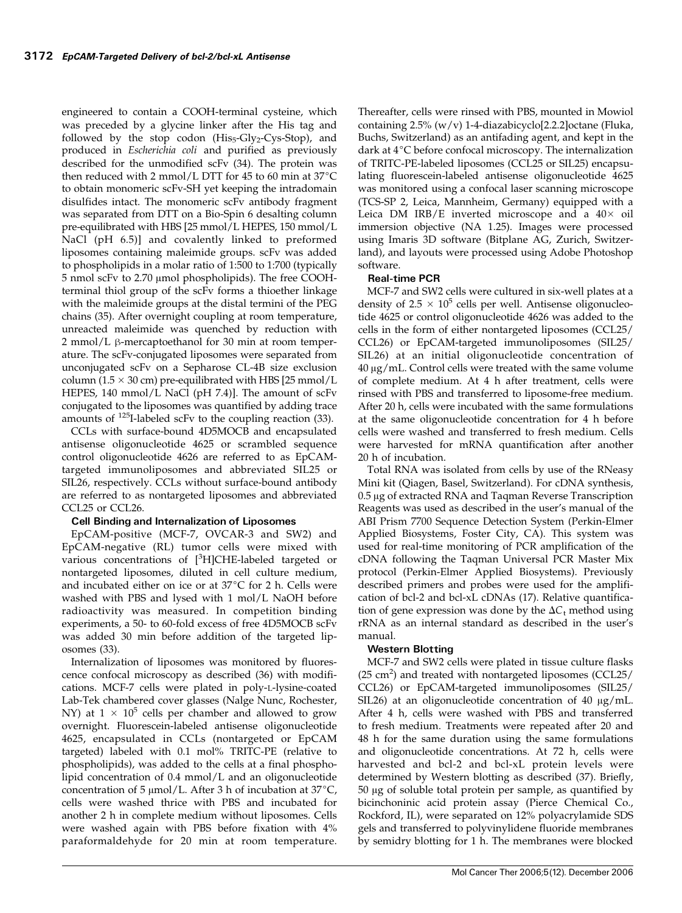engineered to contain a COOH-terminal cysteine, which was preceded by a glycine linker after the His tag and followed by the stop codon ($His_5$-$Gly_2$-Cys-Stop), and produced in *Escherichia coli* and purified as previously described for the unmodified scFv (34). The protein was then reduced with 2 mmol/L DTT for 45 to 60 min at 37°C to obtain monomeric scFv-SH yet keeping the intradomain disulfides intact. The monomeric scFv antibody fragment was separated from DTT on a Bio-Spin 6 desalting column pre-equilibrated with HBS [25 mmol/L HEPES, 150 mmol/L NaCl (pH 6.5)] and covalently linked to preformed liposomes containing maleimide groups. scFv was added to phospholipids in a molar ratio of 1:500 to 1:700 (typically 5 nmol scFv to 2.70 μmol phospholipids). The free COOH-terminal thiol group of the scFv forms a thioether linkage with the maleimide groups at the distal termini of the PEG chains (35). After overnight coupling at room temperature, unreacted maleimide was quenched by reduction with 2 mmol/L β-mercaptoethanol for 30 min at room temperature. The scFv-conjugated liposomes were separated from unconjugated scFv on a Sepharose CL-4B size exclusion column (1.5 × 30 cm) pre-equilibrated with HBS [25 mmol/L HEPES, 140 mmol/L NaCl (pH 7.4)]. The amount of scFv conjugated to the liposomes was quantified by adding trace amounts of $^{125}$I-labeled scFv to the coupling reaction (33).

CCLs with surface-bound 4D5MOCB and encapsulated antisense oligonucleotide 4625 or scrambled sequence control oligonucleotide 4626 are referred to as EpCAM-targeted immunoliposomes and abbreviated SIL25 or SIL26, respectively. CCLs without surface-bound antibody are referred to as nontargeted liposomes and abbreviated CCL25 or CCL26.

**Cell Binding and Internalization of Liposomes**

EpCAM-positive (MCF-7, OVCAR-3 and SW2) and EpCAM-negative (RL) tumor cells were mixed with various concentrations of [$^3$H]CHE-labeled targeted or nontargeted liposomes, diluted in cell culture medium, and incubated either on ice or at 37°C for 2 h. Cells were washed with PBS and lysed with 1 mol/L NaOH before radioactivity was measured. In competition binding experiments, a 50- to 60-fold excess of free 4D5MOCB scFv was added 30 min before addition of the targeted liposomes (33).

Internalization of liposomes was monitored by fluorescence confocal microscopy as described (36) with modifications. MCF-7 cells were plated in poly-L-lysine-coated Lab-Tek chambered cover glasses (Nalge Nunc, Rochester, NY) at 1 × 10$^5$ cells per chamber and allowed to grow overnight. Fluorescein-labeled antisense oligonucleotide 4625, encapsulated in CCLs (nontargeted or EpCAM targeted) labeled with 0.1 mol% TRITC-PE (relative to phospholipids), was added to the cells at a final phospholipid concentration of 0.4 mmol/L and an oligonucleotide concentration of 5 μmol/L. After 3 h of incubation at 37°C, cells were washed thrice with PBS and incubated for another 2 h in complete medium without liposomes. Cells were washed again with PBS before fixation with 4% paraformaldehyde for 20 min at room temperature. Thereafter, cells were rinsed with PBS, mounted in Mowiol containing 2.5% (w/v) 1-4-diazabicyclo[2.2.2]octane (Fluka, Buchs, Switzerland) as an antifading agent, and kept in the dark at 4°C before confocal microscopy. The internalization of TRITC-PE-labeled liposomes (CCL25 or SIL25) encapsulating fluorescein-labeled antisense oligonucleotide 4625 was monitored using a confocal laser scanning microscope (TCS-SP 2, Leica, Mannheim, Germany) equipped with a Leica DM IRB/E inverted microscope and a 40× oil immersion objective (NA 1.25). Images were processed using Imaris 3D software (Bitplane AG, Zurich, Switzerland), and layouts were processed using Adobe Photoshop software.

**Real-time PCR**

MCF-7 and SW2 cells were cultured in six-well plates at a density of 2.5 × 10$^5$ cells per well. Antisense oligonucleotide 4625 or control oligonucleotide 4626 was added to the cells in the form of either nontargeted liposomes (CCL25/CCL26) or EpCAM-targeted immunoliposomes (SIL25/SIL26) at an initial oligonucleotide concentration of 40 μg/mL. Control cells were treated with the same volume of complete medium. At 4 h after treatment, cells were rinsed with PBS and transferred to liposome-free medium. After 20 h, cells were incubated with the same formulations at the same oligonucleotide concentration for 4 h before cells were washed and transferred to fresh medium. Cells were harvested for mRNA quantification after another 20 h of incubation.

Total RNA was isolated from cells by use of the RNeasy Mini kit (Qiagen, Basel, Switzerland). For cDNA synthesis, 0.5 μg of extracted RNA and Taqman Reverse Transcription Reagents was used as described in the user's manual of the ABI Prism 7700 Sequence Detection System (Perkin-Elmer Applied Biosystems, Foster City, CA). This system was used for real-time monitoring of PCR amplification of the cDNA following the Taqman Universal PCR Master Mix protocol (Perkin-Elmer Applied Biosystems). Previously described primers and probes were used for the amplification of bcl-2 and bcl-xL cDNAs (17). Relative quantification of gene expression was done by the $\Delta C_t$ method using rRNA as an internal standard as described in the user's manual.

**Western Blotting**

MCF-7 and SW2 cells were plated in tissue culture flasks (25 cm$^2$) and treated with nontargeted liposomes (CCL25/CCL26) or EpCAM-targeted immunoliposomes (SIL25/SIL26) at an oligonucleotide concentration of 40 μg/mL. After 4 h, cells were washed with PBS and transferred to fresh medium. Treatments were repeated after 20 and 48 h for the same duration using the same formulations and oligonucleotide concentrations. At 72 h, cells were harvested and bcl-2 and bcl-xL protein levels were determined by Western blotting as described (37). Briefly, 50 μg of soluble total protein per sample, as quantified by bicinchoninic acid protein assay (Pierce Chemical Co., Rockford, IL), were separated on 12% polyacrylamide SDS gels and transferred to polyvinylidene fluoride membranes by semidry blotting for 1 h. The membranes were blocked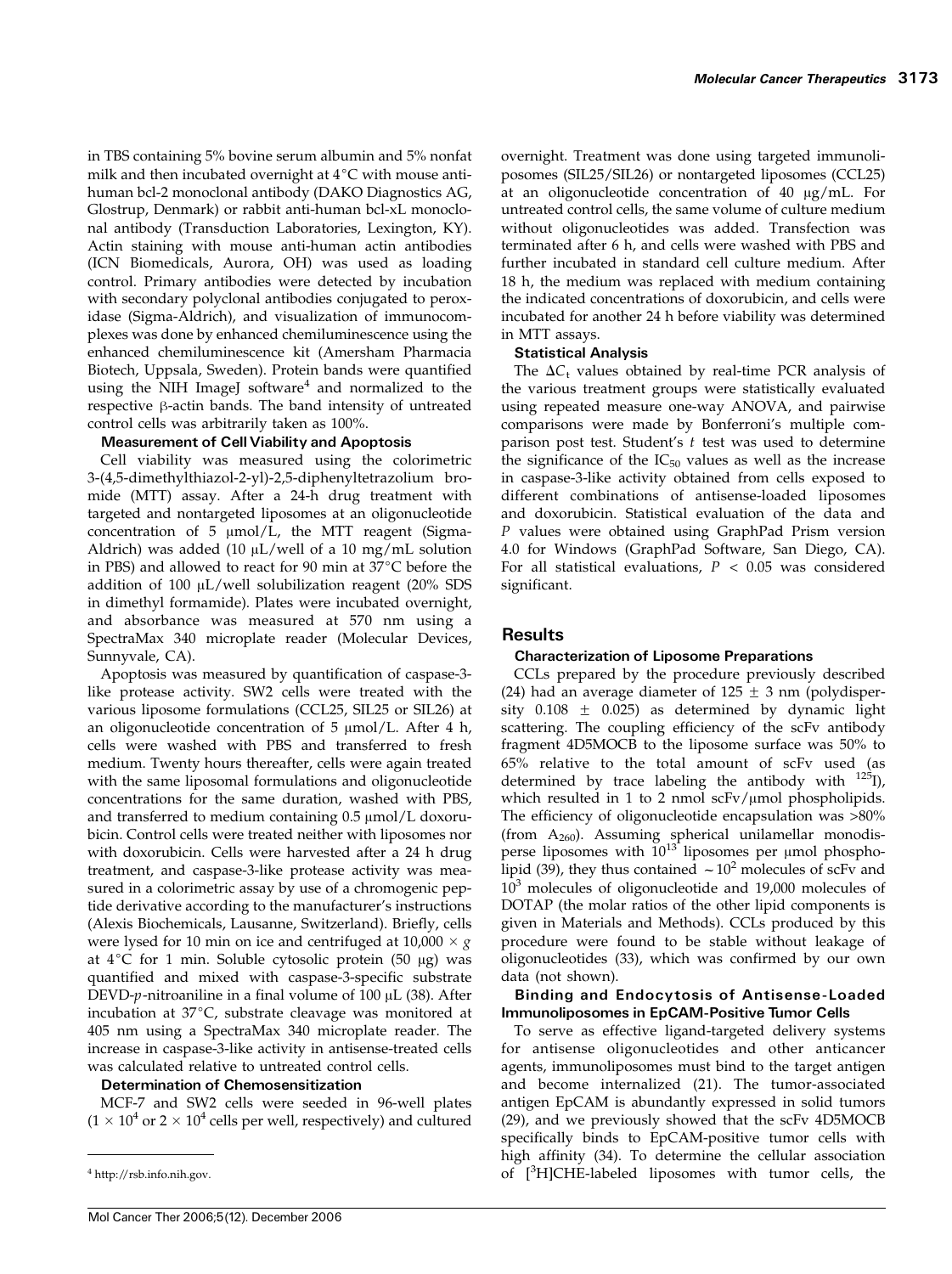in TBS containing 5% bovine serum albumin and 5% nonfat milk and then incubated overnight at 4°C with mouse anti-human bcl-2 monoclonal antibody (DAKO Diagnostics AG, Glostrup, Denmark) or rabbit anti-human bcl-xL monoclonal antibody (Transduction Laboratories, Lexington, KY). Actin staining with mouse anti-human actin antibodies (ICN Biomedicals, Aurora, OH) was used as loading control. Primary antibodies were detected by incubation with secondary polyclonal antibodies conjugated to peroxidase (Sigma-Aldrich), and visualization of immunocomplexes was done by enhanced chemiluminescence using the enhanced chemiluminescence kit (Amersham Pharmacia Biotech, Uppsala, Sweden). Protein bands were quantified using the NIH ImageJ software[4] and normalized to the respective β-actin bands. The band intensity of untreated control cells was arbitrarily taken as 100%.

**Measurement of Cell Viability and Apoptosis**

Cell viability was measured using the colorimetric 3-(4,5-dimethylthiazol-2-yl)-2,5-diphenyltetrazolium bromide (MTT) assay. After a 24-h drug treatment with targeted and nontargeted liposomes at an oligonucleotide concentration of 5 μmol/L, the MTT reagent (Sigma-Aldrich) was added (10 μL/well of a 10 mg/mL solution in PBS) and allowed to react for 90 min at 37°C before the addition of 100 μL/well solubilization reagent (20% SDS in dimethyl formamide). Plates were incubated overnight, and absorbance was measured at 570 nm using a SpectraMax 340 microplate reader (Molecular Devices, Sunnyvale, CA).

Apoptosis was measured by quantification of caspase-3-like protease activity. SW2 cells were treated with the various liposome formulations (CCL25, SIL25 or SIL26) at an oligonucleotide concentration of 5 μmol/L. After 4 h, cells were washed with PBS and transferred to fresh medium. Twenty hours thereafter, cells were again treated with the same liposomal formulations and oligonucleotide concentrations for the same duration, washed with PBS, and transferred to medium containing 0.5 μmol/L doxorubicin. Control cells were treated neither with liposomes nor with doxorubicin. Cells were harvested after a 24 h drug treatment, and caspase-3-like protease activity was measured in a colorimetric assay by use of a chromogenic peptide derivative according to the manufacturer's instructions (Alexis Biochemicals, Lausanne, Switzerland). Briefly, cells were lysed for 10 min on ice and centrifuged at 10,000 × *g* at 4°C for 1 min. Soluble cytosolic protein (50 μg) was quantified and mixed with caspase-3-specific substrate DEVD-*p*-nitroaniline in a final volume of 100 μL (38). After incubation at 37°C, substrate cleavage was monitored at 405 nm using a SpectraMax 340 microplate reader. The increase in caspase-3-like activity in antisense-treated cells was calculated relative to untreated control cells.

**Determination of Chemosensitization**

MCF-7 and SW2 cells were seeded in 96-well plates ($1 \times 10^4$ or $2 \times 10^4$ cells per well, respectively) and cultured overnight. Treatment was done using targeted immunoliposomes (SIL25/SIL26) or nontargeted liposomes (CCL25) at an oligonucleotide concentration of 40 μg/mL. For untreated control cells, the same volume of culture medium without oligonucleotides was added. Transfection was terminated after 6 h, and cells were washed with PBS and further incubated in standard cell culture medium. After 18 h, the medium was replaced with medium containing the indicated concentrations of doxorubicin, and cells were incubated for another 24 h before viability was determined in MTT assays.

**Statistical Analysis**

The $\Delta C_t$ values obtained by real-time PCR analysis of the various treatment groups were statistically evaluated using repeated measure one-way ANOVA, and pairwise comparisons were made by Bonferroni's multiple comparison post test. Student's *t* test was used to determine the significance of the $IC_{50}$ values as well as the increase in caspase-3-like activity obtained from cells exposed to different combinations of antisense-loaded liposomes and doxorubicin. Statistical evaluation of the data and *P* values were obtained using GraphPad Prism version 4.0 for Windows (GraphPad Software, San Diego, CA). For all statistical evaluations, $P < 0.05$ was considered significant.

## Results

**Characterization of Liposome Preparations**

CCLs prepared by the procedure previously described (24) had an average diameter of 125 ± 3 nm (polydispersity 0.108 ± 0.025) as determined by dynamic light scattering. The coupling efficiency of the scFv antibody fragment 4D5MOCB to the liposome surface was 50% to 65% relative to the total amount of scFv used (as determined by trace labeling the antibody with $^{125}I$), which resulted in 1 to 2 nmol scFv/μmol phospholipids. The efficiency of oligonucleotide encapsulation was >80% (from $A_{260}$). Assuming spherical unilamellar monodisperse liposomes with $10^{13}$ liposomes per μmol phospholipid (39), they thus contained $\sim 10^2$ molecules of scFv and $10^3$ molecules of oligonucleotide and 19,000 molecules of DOTAP (the molar ratios of the other lipid components is given in Materials and Methods). CCLs produced by this procedure were found to be stable without leakage of oligonucleotides (33), which was confirmed by our own data (not shown).

**Binding and Endocytosis of Antisense-Loaded Immunoliposomes in EpCAM-Positive Tumor Cells**

To serve as effective ligand-targeted delivery systems for antisense oligonucleotides and other anticancer agents, immunoliposomes must bind to the target antigen and become internalized (21). The tumor-associated antigen EpCAM is abundantly expressed in solid tumors (29), and we previously showed that the scFv 4D5MOCB specifically binds to EpCAM-positive tumor cells with high affinity (34). To determine the cellular association of [$^3$H]CHE-labeled liposomes with tumor cells, the

[4] http://rsb.info.nih.gov.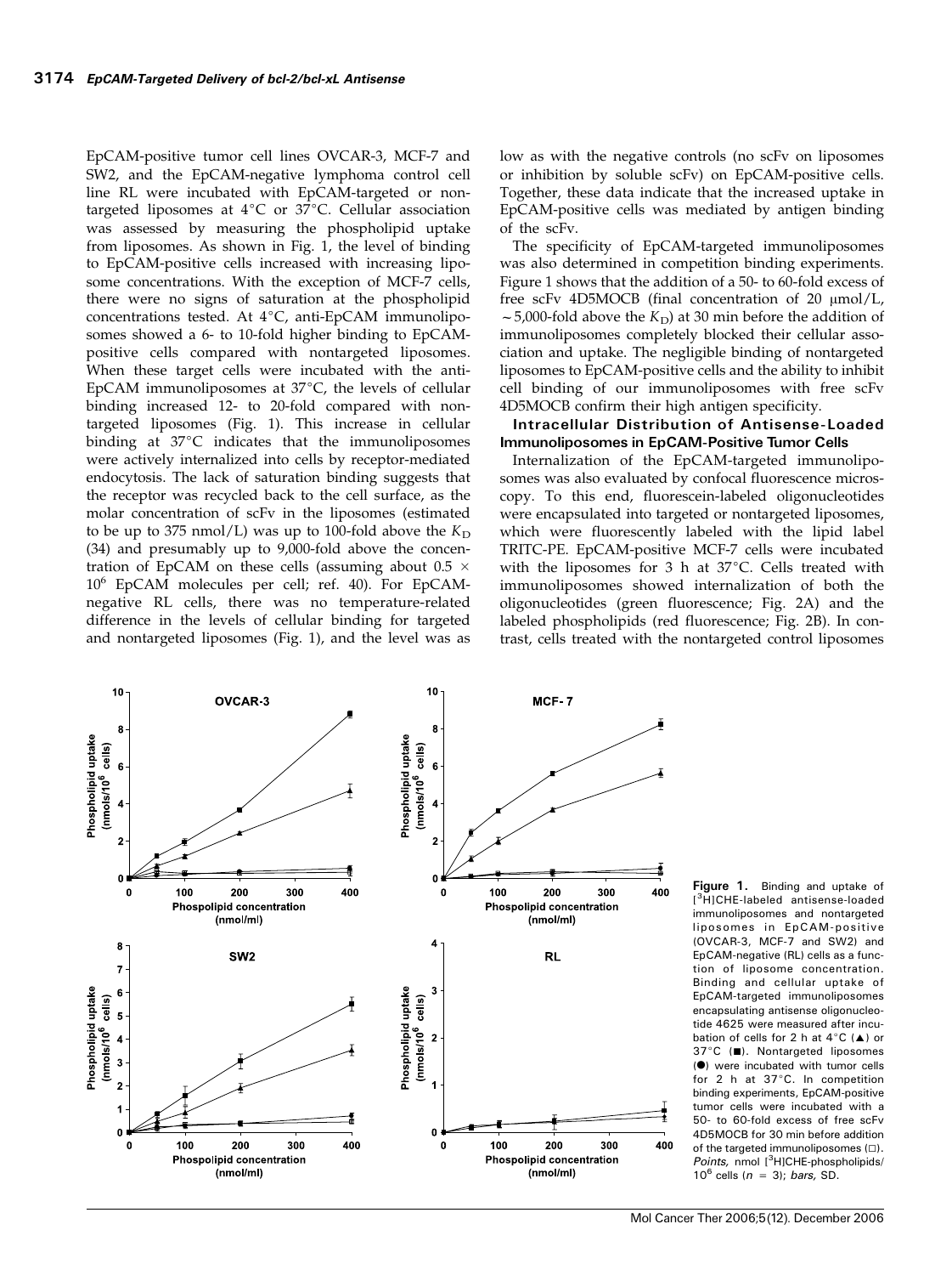EpCAM-positive tumor cell lines OVCAR-3, MCF-7 and SW2, and the EpCAM-negative lymphoma control cell line RL were incubated with EpCAM-targeted or nontargeted liposomes at 4°C or 37°C. Cellular association was assessed by measuring the phospholipid uptake from liposomes. As shown in Fig. 1, the level of binding to EpCAM-positive cells increased with increasing liposome concentrations. With the exception of MCF-7 cells, there were no signs of saturation at the phospholipid concentrations tested. At 4°C, anti-EpCAM immunoliposomes showed a 6- to 10-fold higher binding to EpCAM-positive cells compared with nontargeted liposomes. When these target cells were incubated with the anti-EpCAM immunoliposomes at 37°C, the levels of cellular binding increased 12- to 20-fold compared with nontargeted liposomes (Fig. 1). This increase in cellular binding at 37°C indicates that the immunoliposomes were actively internalized into cells by receptor-mediated endocytosis. The lack of saturation binding suggests that the receptor was recycled back to the cell surface, as the molar concentration of scFv in the liposomes (estimated to be up to 375 nmol/L) was up to 100-fold above the $K_D$ (34) and presumably up to 9,000-fold above the concentration of EpCAM on these cells (assuming about $0.5 \times 10^6$ EpCAM molecules per cell; ref. 40). For EpCAM-negative RL cells, there was no temperature-related difference in the levels of cellular binding for targeted and nontargeted liposomes (Fig. 1), and the level was as low as with the negative controls (no scFv on liposomes or inhibition by soluble scFv) on EpCAM-positive cells. Together, these data indicate that the increased uptake in EpCAM-positive cells was mediated by antigen binding of the scFv.

The specificity of EpCAM-targeted immunoliposomes was also determined in competition binding experiments. Figure 1 shows that the addition of a 50- to 60-fold excess of free scFv 4D5MOCB (final concentration of 20 μmol/L, ~5,000-fold above the $K_D$) at 30 min before the addition of immunoliposomes completely blocked their cellular association and uptake. The negligible binding of nontargeted liposomes to EpCAM-positive cells and the ability to inhibit cell binding of our immunoliposomes with free scFv 4D5MOCB confirm their high antigen specificity.

### Intracellular Distribution of Antisense-Loaded Immunoliposomes in EpCAM-Positive Tumor Cells

Internalization of the EpCAM-targeted immunoliposomes was also evaluated by confocal fluorescence microscopy. To this end, fluorescein-labeled oligonucleotides were encapsulated into targeted or nontargeted liposomes, which were fluorescently labeled with the lipid label TRITC-PE. EpCAM-positive MCF-7 cells were incubated with the liposomes for 3 h at 37°C. Cells treated with immunoliposomes showed internalization of both the oligonucleotides (green fluorescence; Fig. 2A) and the labeled phospholipids (red fluorescence; Fig. 2B). In contrast, cells treated with the nontargeted control liposomes

**Figure 1.** Binding and uptake of [$^3$H]CHE-labeled antisense-loaded immunoliposomes and nontargeted liposomes in EpCAM-positive (OVCAR-3, MCF-7 and SW2) and EpCAM-negative (RL) cells as a function of liposome concentration. Binding and cellular uptake of EpCAM-targeted immunoliposomes encapsulating antisense oligonucleotide 4625 were measured after incubation of cells for 2 h at 4°C (▲) or 37°C (■). Nontargeted liposomes (●) were incubated with tumor cells for 2 h at 37°C. In competition binding experiments, EpCAM-positive tumor cells were incubated with a 50- to 60-fold excess of free scFv 4D5MOCB for 30 min before addition of the targeted immunoliposomes (□). *Points,* nmol [$^3$H]CHE-phospholipids/$10^6$ cells ($n$ = 3); *bars,* SD.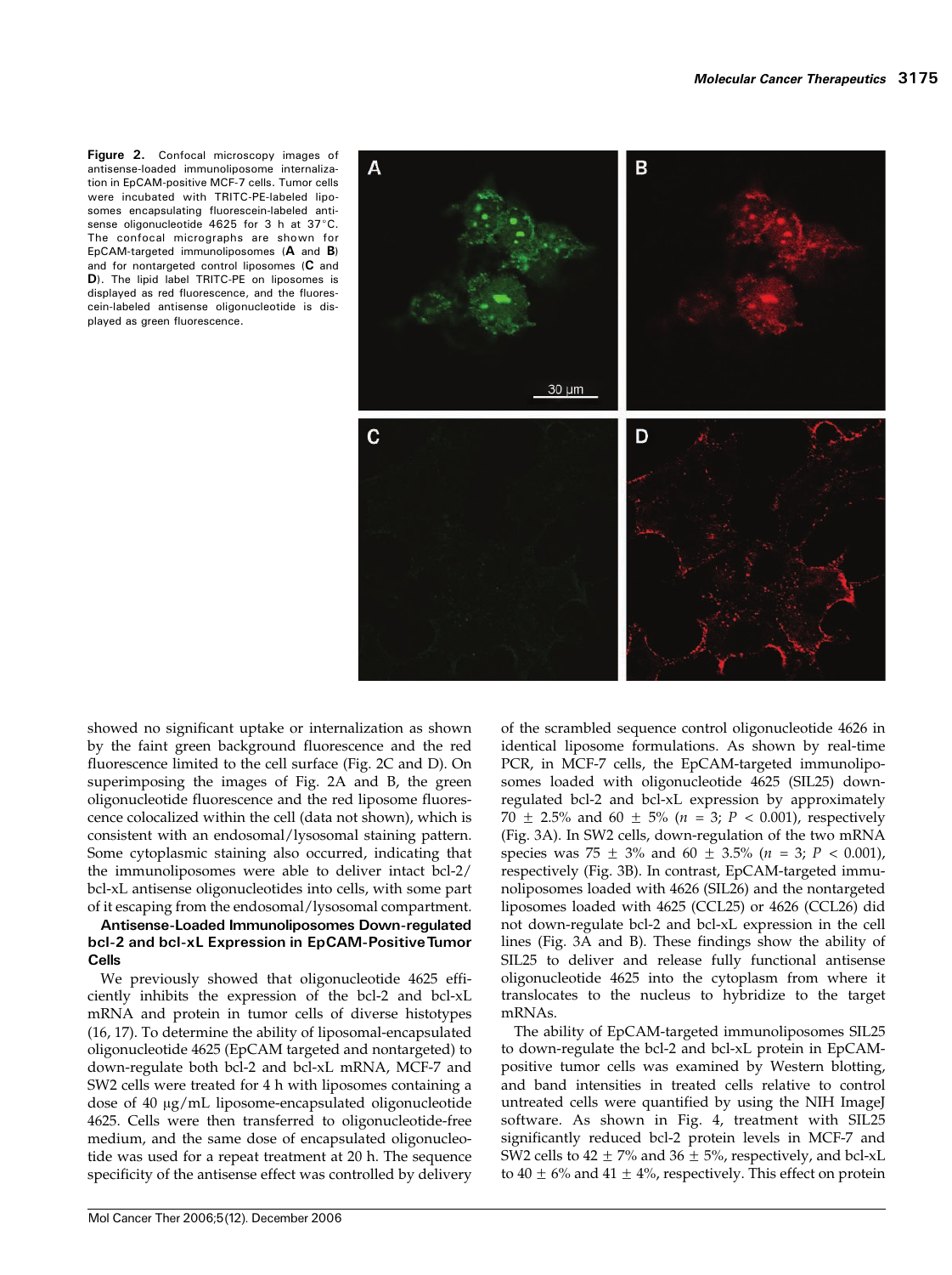Figure 2. Confocal microscopy images of antisense-loaded immunoliposome internalization in EpCAM-positive MCF-7 cells. Tumor cells were incubated with TRITC-PE-labeled liposomes encapsulating fluorescein-labeled antisense oligonucleotide 4625 for 3 h at 37°C. The confocal micrographs are shown for EpCAM-targeted immunoliposomes (**A** and **B**) and for nontargeted control liposomes (**C** and **D**). The lipid label TRITC-PE on liposomes is displayed as red fluorescence, and the fluorescein-labeled antisense oligonucleotide is displayed as green fluorescence.

showed no significant uptake or internalization as shown by the faint green background fluorescence and the red fluorescence limited to the cell surface (Fig. 2C and D). On superimposing the images of Fig. 2A and B, the green oligonucleotide fluorescence and the red liposome fluorescence colocalized within the cell (data not shown), which is consistent with an endosomal/lysosomal staining pattern. Some cytoplasmic staining also occurred, indicating that the immunoliposomes were able to deliver intact bcl-2/bcl-xL antisense oligonucleotides into cells, with some part of it escaping from the endosomal/lysosomal compartment.

### Antisense-Loaded Immunoliposomes Down-regulated bcl-2 and bcl-xL Expression in EpCAM-Positive Tumor Cells

We previously showed that oligonucleotide 4625 efficiently inhibits the expression of the bcl-2 and bcl-xL mRNA and protein in tumor cells of diverse histotypes (16, 17). To determine the ability of liposomal-encapsulated oligonucleotide 4625 (EpCAM targeted and nontargeted) to down-regulate both bcl-2 and bcl-xL mRNA, MCF-7 and SW2 cells were treated for 4 h with liposomes containing a dose of 40 μg/mL liposome-encapsulated oligonucleotide 4625. Cells were then transferred to oligonucleotide-free medium, and the same dose of encapsulated oligonucleotide was used for a repeat treatment at 20 h. The sequence specificity of the antisense effect was controlled by delivery of the scrambled sequence control oligonucleotide 4626 in identical liposome formulations. As shown by real-time PCR, in MCF-7 cells, the EpCAM-targeted immunoliposomes loaded with oligonucleotide 4625 (SIL25) down-regulated bcl-2 and bcl-xL expression by approximately $70 \pm 2.5\%$ and $60 \pm 5\%$ ($n = 3$; $P < 0.001$), respectively (Fig. 3A). In SW2 cells, down-regulation of the two mRNA species was $75 \pm 3\%$ and $60 \pm 3.5\%$ ($n = 3$; $P < 0.001$), respectively (Fig. 3B). In contrast, EpCAM-targeted immunoliposomes loaded with 4626 (SIL26) and the nontargeted liposomes loaded with 4625 (CCL25) or 4626 (CCL26) did not down-regulate bcl-2 and bcl-xL expression in the cell lines (Fig. 3A and B). These findings show the ability of SIL25 to deliver and release fully functional antisense oligonucleotide 4625 into the cytoplasm from where it translocates to the nucleus to hybridize to the target mRNAs.

The ability of EpCAM-targeted immunoliposomes SIL25 to down-regulate the bcl-2 and bcl-xL protein in EpCAM-positive tumor cells was examined by Western blotting, and band intensities in treated cells relative to control untreated cells were quantified by using the NIH ImageJ software. As shown in Fig. 4, treatment with SIL25 significantly reduced bcl-2 protein levels in MCF-7 and SW2 cells to $42 \pm 7\%$ and $36 \pm 5\%$, respectively, and bcl-xL to $40 \pm 6\%$ and $41 \pm 4\%$, respectively. This effect on protein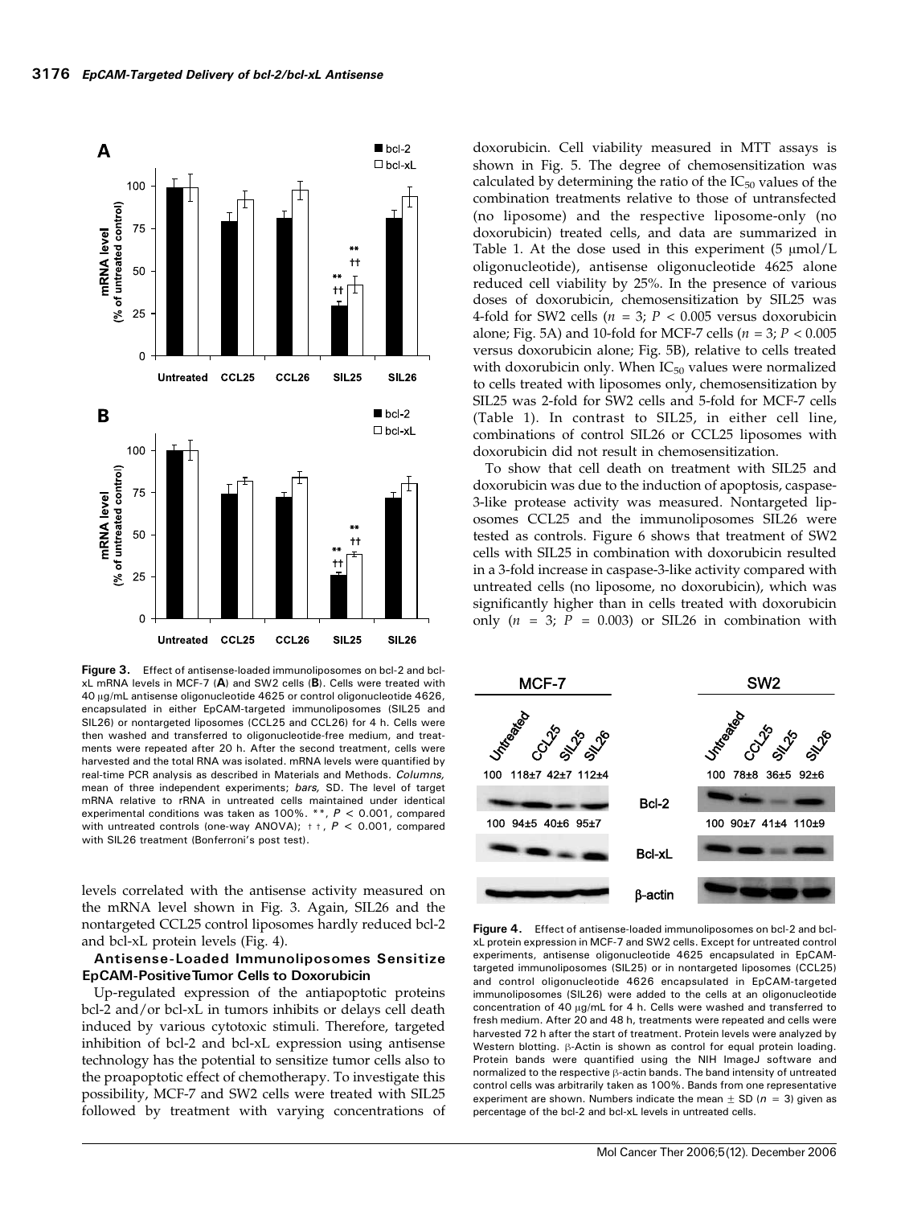**Figure 3.** Effect of antisense-loaded immunoliposomes on bcl-2 and bcl-xL mRNA levels in MCF-7 (**A**) and SW2 cells (**B**). Cells were treated with 40 μg/mL antisense oligonucleotide 4625 or control oligonucleotide 4626, encapsulated in either EpCAM-targeted immunoliposomes (SIL25 and SIL26) or nontargeted liposomes (CCL25 and CCL26) for 4 h. Cells were then washed and transferred to oligonucleotide-free medium, and treatments were repeated after 20 h. After the second treatment, cells were harvested and the total RNA was isolated. mRNA levels were quantified by real-time PCR analysis as described in Materials and Methods. *Columns,* mean of three independent experiments; *bars,* SD. The level of target mRNA relative to rRNA in untreated cells maintained under identical experimental conditions was taken as 100%. **, $P < 0.001$, compared with untreated controls (one-way ANOVA); ††, $P < 0.001$, compared with SIL26 treatment (Bonferroni's post test).

levels correlated with the antisense activity measured on the mRNA level shown in Fig. 3. Again, SIL26 and the nontargeted CCL25 control liposomes hardly reduced bcl-2 and bcl-xL protein levels (Fig. 4).

### Antisense-Loaded Immunoliposomes Sensitize EpCAM-Positive Tumor Cells to Doxorubicin

Up-regulated expression of the antiapoptotic proteins bcl-2 and/or bcl-xL in tumors inhibits or delays cell death induced by various cytotoxic stimuli. Therefore, targeted inhibition of bcl-2 and bcl-xL expression using antisense technology has the potential to sensitize tumor cells also to the proapoptotic effect of chemotherapy. To investigate this possibility, MCF-7 and SW2 cells were treated with SIL25 followed by treatment with varying concentrations of doxorubicin. Cell viability measured in MTT assays is shown in Fig. 5. The degree of chemosensitization was calculated by determining the ratio of the $IC_{50}$ values of the combination treatments relative to those of untransfected (no liposome) and the respective liposome-only (no doxorubicin) treated cells, and data are summarized in Table 1. At the dose used in this experiment (5 μmol/L oligonucleotide), antisense oligonucleotide 4625 alone reduced cell viability by 25%. In the presence of various doses of doxorubicin, chemosensitization by SIL25 was 4-fold for SW2 cells ($n = 3$; $P < 0.005$ versus doxorubicin alone; Fig. 5A) and 10-fold for MCF-7 cells ($n = 3$; $P < 0.005$ versus doxorubicin alone; Fig. 5B), relative to cells treated with doxorubicin only. When $IC_{50}$ values were normalized to cells treated with liposomes only, chemosensitization by SIL25 was 2-fold for SW2 cells and 5-fold for MCF-7 cells (Table 1). In contrast to SIL25, in either cell line, combinations of control SIL26 or CCL25 liposomes with doxorubicin did not result in chemosensitization.

To show that cell death on treatment with SIL25 and doxorubicin was due to the induction of apoptosis, caspase-3-like protease activity was measured. Nontargeted liposomes CCL25 and the immunoliposomes SIL26 were tested as controls. Figure 6 shows that treatment of SW2 cells with SIL25 in combination with doxorubicin resulted in a 3-fold increase in caspase-3-like activity compared with untreated cells (no liposome, no doxorubicin), which was significantly higher than in cells treated with doxorubicin only ($n = 3$; $P = 0.003$) or SIL26 in combination with

**Figure 4.** Effect of antisense-loaded immunoliposomes on bcl-2 and bcl-xL protein expression in MCF-7 and SW2 cells. Except for untreated control experiments, antisense oligonucleotide 4625 encapsulated in EpCAM-targeted immunoliposomes (SIL25) or in nontargeted liposomes (CCL25) and control oligonucleotide 4626 encapsulated in EpCAM-targeted immunoliposomes (SIL26) were added to the cells at an oligonucleotide concentration of 40 μg/mL for 4 h. Cells were washed and transferred to fresh medium. After 20 and 48 h, treatments were repeated and cells were harvested 72 h after the start of treatment. Protein levels were analyzed by Western blotting. β-Actin is shown as control for equal protein loading. Protein bands were quantified using the NIH ImageJ software and normalized to the respective β-actin bands. The band intensity of untreated control cells was arbitrarily taken as 100%. Bands from one representative experiment are shown. Numbers indicate the mean ± SD ($n = 3$) given as percentage of the bcl-2 and bcl-xL levels in untreated cells.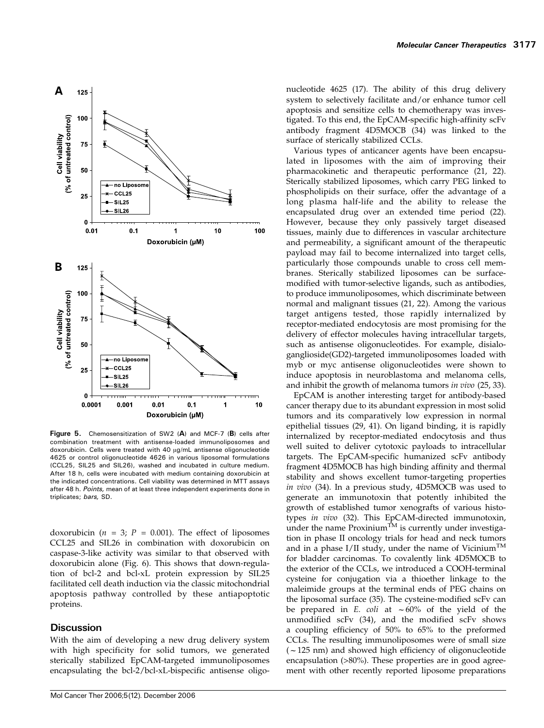**Figure 5.** Chemosensitization of SW2 (**A**) and MCF-7 (**B**) cells after combination treatment with antisense-loaded immunoliposomes and doxorubicin. Cells were treated with 40 μg/mL antisense oligonucleotide 4625 or control oligonucleotide 4626 in various liposomal formulations (CCL25, SIL25 and SIL26), washed and incubated in culture medium. After 18 h, cells were incubated with medium containing doxorubicin at the indicated concentrations. Cell viability was determined in MTT assays after 48 h. *Points,* mean of at least three independent experiments done in triplicates; *bars,* SD.

doxorubicin ($n = 3$; $P = 0.001$). The effect of liposomes CCL25 and SIL26 in combination with doxorubicin on caspase-3-like activity was similar to that observed with doxorubicin alone (Fig. 6). This shows that down-regulation of bcl-2 and bcl-xL protein expression by SIL25 facilitated cell death induction via the classic mitochondrial apoptosis pathway controlled by these antiapoptotic proteins.

## Discussion

With the aim of developing a new drug delivery system with high specificity for solid tumors, we generated sterically stabilized EpCAM-targeted immunoliposomes encapsulating the bcl-2/bcl-xL-bispecific antisense oligonucleotide 4625 (17). The ability of this drug delivery system to selectively facilitate and/or enhance tumor cell apoptosis and sensitize cells to chemotherapy was investigated. To this end, the EpCAM-specific high-affinity scFv antibody fragment 4D5MOCB (34) was linked to the surface of sterically stabilized CCLs.

Various types of anticancer agents have been encapsulated in liposomes with the aim of improving their pharmacokinetic and therapeutic performance (21, 22). Sterically stabilized liposomes, which carry PEG linked to phospholipids on their surface, offer the advantage of a long plasma half-life and the ability to release the encapsulated drug over an extended time period (22). However, because they only passively target diseased tissues, mainly due to differences in vascular architecture and permeability, a significant amount of the therapeutic payload may fail to become internalized into target cells, particularly those compounds unable to cross cell membranes. Sterically stabilized liposomes can be surface-modified with tumor-selective ligands, such as antibodies, to produce immunoliposomes, which discriminate between normal and malignant tissues (21, 22). Among the various target antigens tested, those rapidly internalized by receptor-mediated endocytosis are most promising for the delivery of effector molecules having intracellular targets, such as antisense oligonucleotides. For example, disialoganglioside(GD2)-targeted immunoliposomes loaded with myb or myc antisense oligonucleotides were shown to induce apoptosis in neuroblastoma and melanoma cells, and inhibit the growth of melanoma tumors *in vivo* (25, 33).

EpCAM is another interesting target for antibody-based cancer therapy due to its abundant expression in most solid tumors and its comparatively low expression in normal epithelial tissues (29, 41). On ligand binding, it is rapidly internalized by receptor-mediated endocytosis and thus well suited to deliver cytotoxic payloads to intracellular targets. The EpCAM-specific humanized scFv antibody fragment 4D5MOCB has high binding affinity and thermal stability and shows excellent tumor-targeting properties *in vivo* (34). In a previous study, 4D5MOCB was used to generate an immunotoxin that potently inhibited the growth of established tumor xenografts of various histotypes *in vivo* (32). This EpCAM-directed immunotoxin, under the name Proxinium™ is currently under investigation in phase II oncology trials for head and neck tumors and in a phase I/II study, under the name of Vicinium™ for bladder carcinomas. To covalently link 4D5MOCB to the exterior of the CCLs, we introduced a COOH-terminal cysteine for conjugation via a thioether linkage to the maleimide groups at the terminal ends of PEG chains on the liposomal surface (35). The cysteine-modified scFv can be prepared in *E. coli* at ~60% of the yield of the unmodified scFv (34), and the modified scFv shows a coupling efficiency of 50% to 65% to the preformed CCLs. The resulting immunoliposomes were of small size (~125 nm) and showed high efficiency of oligonucleotide encapsulation (>80%). These properties are in good agreement with other recently reported liposome preparations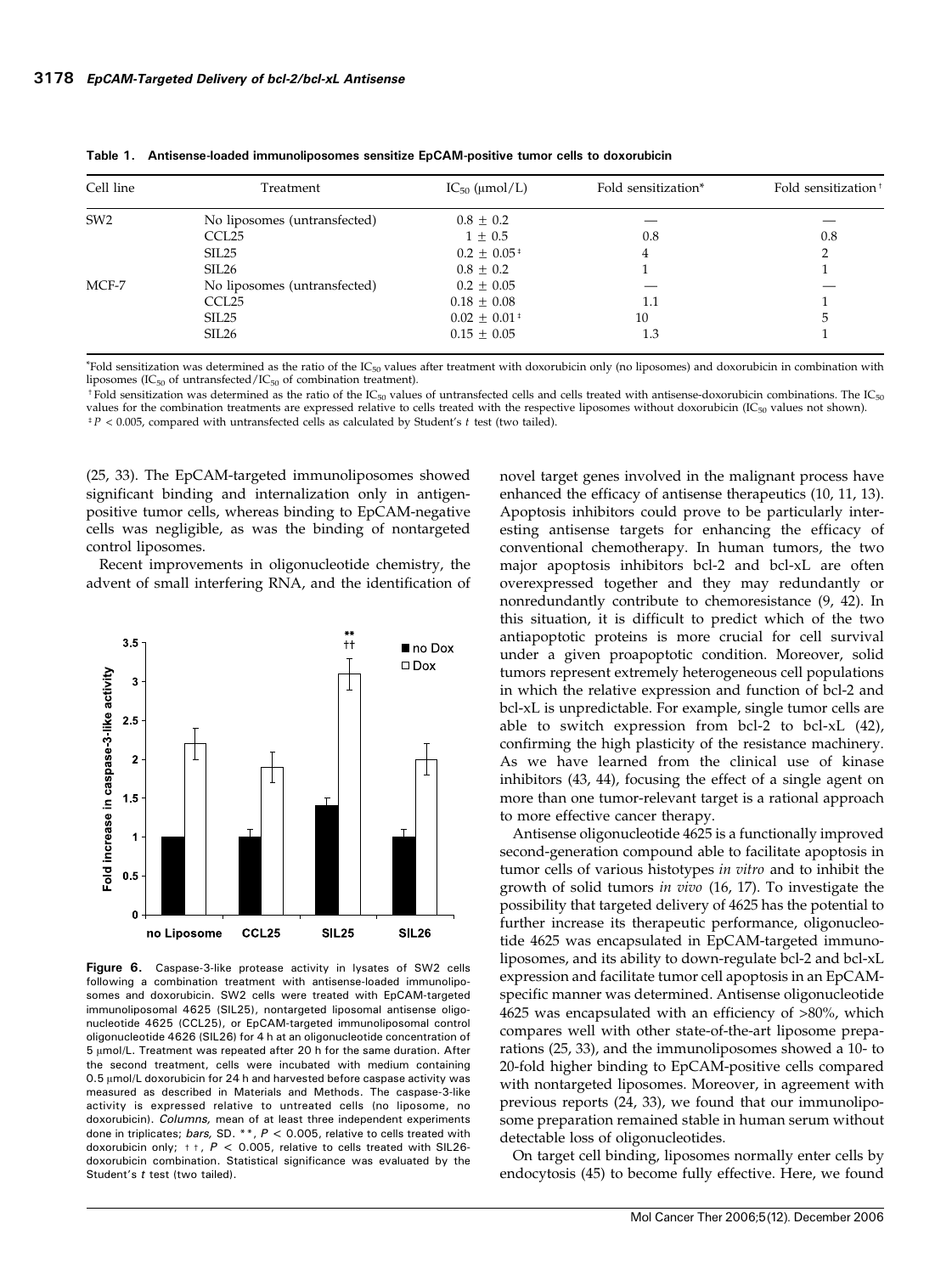**Table 1. Antisense-loaded immunoliposomes sensitize EpCAM-positive tumor cells to doxorubicin**

| Cell line | Treatment | $IC_{50}$ (μmol/L) | Fold sensitization* | Fold sensitization† |
|---|---|---|---|---|
| SW2 | No liposomes (untransfected) | 0.8 ± 0.2 | — | — |
| | CCL25 | 1 ± 0.5 | 0.8 | 0.8 |
| | SIL25 | 0.2 ± 0.05‡ | 4 | 2 |
| | SIL26 | 0.8 ± 0.2 | 1 | 1 |
| MCF-7 | No liposomes (untransfected) | 0.2 ± 0.05 | — | — |
| | CCL25 | 0.18 ± 0.08 | 1.1 | 1 |
| | SIL25 | 0.02 ± 0.01‡ | 10 | 5 |
| | SIL26 | 0.15 ± 0.05 | 1.3 | 1 |

*Fold sensitization was determined as the ratio of the $IC_{50}$ values after treatment with doxorubicin only (no liposomes) and doxorubicin in combination with liposomes ($IC_{50}$ of untransfected/$IC_{50}$ of combination treatment).

†Fold sensitization was determined as the ratio of the $IC_{50}$ values of untransfected cells and cells treated with antisense-doxorubicin combinations. The $IC_{50}$ values for the combination treatments are expressed relative to cells treated with the respective liposomes without doxorubicin ($IC_{50}$ values not shown).

‡$P < 0.005$, compared with untransfected cells as calculated by Student's $t$ test (two tailed).

(25, 33). The EpCAM-targeted immunoliposomes showed significant binding and internalization only in antigen-positive tumor cells, whereas binding to EpCAM-negative cells was negligible, as was the binding of nontargeted control liposomes.

Recent improvements in oligonucleotide chemistry, the advent of small interfering RNA, and the identification of novel target genes involved in the malignant process have enhanced the efficacy of antisense therapeutics (10, 11, 13). Apoptosis inhibitors could prove to be particularly interesting antisense targets for enhancing the efficacy of conventional chemotherapy. In human tumors, the two major apoptosis inhibitors bcl-2 and bcl-xL are often overexpressed together and they may redundantly or nonredundantly contribute to chemoresistance (9, 42). In this situation, it is difficult to predict which of the two antiapoptotic proteins is more crucial for cell survival under a given proapoptotic condition. Moreover, solid tumors represent extremely heterogeneous cell populations in which the relative expression and function of bcl-2 and bcl-xL is unpredictable. For example, single tumor cells are able to switch expression from bcl-2 to bcl-xL (42), confirming the high plasticity of the resistance machinery. As we have learned from the clinical use of kinase inhibitors (43, 44), focusing the effect of a single agent on more than one tumor-relevant target is a rational approach to more effective cancer therapy.

Antisense oligonucleotide 4625 is a functionally improved second-generation compound able to facilitate apoptosis in tumor cells of various histotypes *in vitro* and to inhibit the growth of solid tumors *in vivo* (16, 17). To investigate the possibility that targeted delivery of 4625 has the potential to further increase its therapeutic performance, oligonucleotide 4625 was encapsulated in EpCAM-targeted immunoliposomes, and its ability to down-regulate bcl-2 and bcl-xL expression and facilitate tumor cell apoptosis in an EpCAM-specific manner was determined. Antisense oligonucleotide 4625 was encapsulated with an efficiency of >80%, which compares well with other state-of-the-art liposome preparations (25, 33), and the immunoliposomes showed a 10- to 20-fold higher binding to EpCAM-positive cells compared with nontargeted liposomes. Moreover, in agreement with previous reports (24, 33), we found that our immunoliposome preparation remained stable in human serum without detectable loss of oligonucleotides.

On target cell binding, liposomes normally enter cells by endocytosis (45) to become fully effective. Here, we found

**Figure 6.** Caspase-3-like protease activity in lysates of SW2 cells following a combination treatment with antisense-loaded immunoliposomes and doxorubicin. SW2 cells were treated with EpCAM-targeted immunoliposomal 4625 (SIL25), nontargeted liposomal antisense oligonucleotide 4625 (CCL25), or EpCAM-targeted immunoliposomal control oligonucleotide 4626 (SIL26) for 4 h at an oligonucleotide concentration of 5 μmol/L. Treatment was repeated after 20 h for the same duration. After the second treatment, cells were incubated with medium containing 0.5 μmol/L doxorubicin for 24 h and harvested before caspase activity was measured as described in Materials and Methods. The caspase-3-like activity is expressed relative to untreated cells (no liposome, no doxorubicin). *Columns,* mean of at least three independent experiments done in triplicates; *bars,* SD. **, $P < 0.005$, relative to cells treated with doxorubicin only; ††, $P < 0.005$, relative to cells treated with SIL26-doxorubicin combination. Statistical significance was evaluated by the Student's $t$ test (two tailed).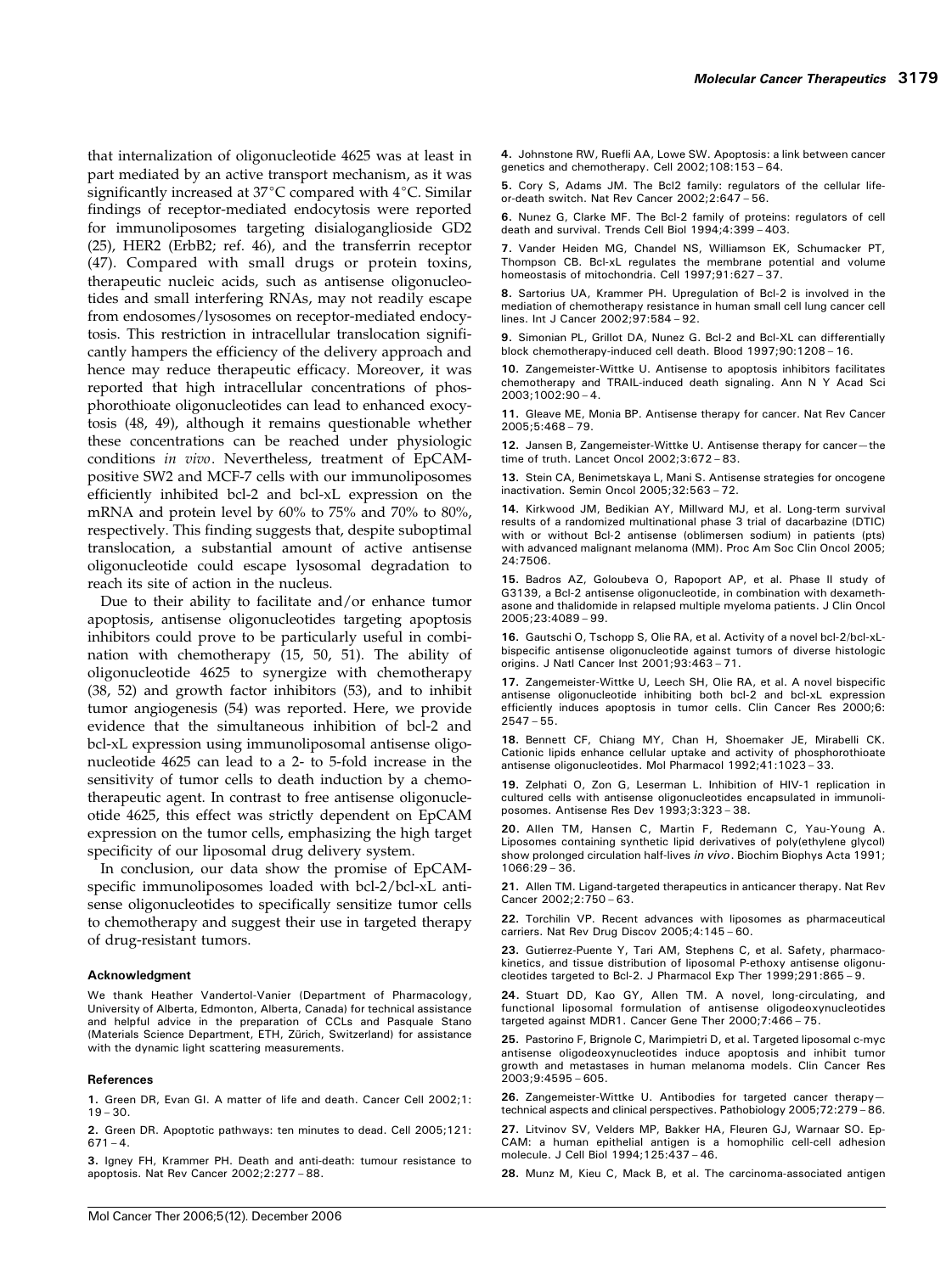that internalization of oligonucleotide 4625 was at least in part mediated by an active transport mechanism, as it was significantly increased at 37°C compared with 4°C. Similar findings of receptor-mediated endocytosis were reported for immunoliposomes targeting disialoganglioside GD2 (25), HER2 (ErbB2; ref. 46), and the transferrin receptor (47). Compared with small drugs or protein toxins, therapeutic nucleic acids, such as antisense oligonucleotides and small interfering RNAs, may not readily escape from endosomes/lysosomes on receptor-mediated endocytosis. This restriction in intracellular translocation significantly hampers the efficiency of the delivery approach and hence may reduce therapeutic efficacy. Moreover, it was reported that high intracellular concentrations of phosphorothioate oligonucleotides can lead to enhanced exocytosis (48, 49), although it remains questionable whether these concentrations can be reached under physiologic conditions *in vivo*. Nevertheless, treatment of EpCAM-positive SW2 and MCF-7 cells with our immunoliposomes efficiently inhibited bcl-2 and bcl-xL expression on the mRNA and protein level by 60% to 75% and 70% to 80%, respectively. This finding suggests that, despite suboptimal translocation, a substantial amount of active antisense oligonucleotide could escape lysosomal degradation to reach its site of action in the nucleus.

Due to their ability to facilitate and/or enhance tumor apoptosis, antisense oligonucleotides targeting apoptosis inhibitors could prove to be particularly useful in combination with chemotherapy (15, 50, 51). The ability of oligonucleotide 4625 to synergize with chemotherapy (38, 52) and growth factor inhibitors (53), and to inhibit tumor angiogenesis (54) was reported. Here, we provide evidence that the simultaneous inhibition of bcl-2 and bcl-xL expression using immunoliposomal antisense oligonucleotide 4625 can lead to a 2- to 5-fold increase in the sensitivity of tumor cells to death induction by a chemotherapeutic agent. In contrast to free antisense oligonucleotide 4625, this effect was strictly dependent on EpCAM expression on the tumor cells, emphasizing the high target specificity of our liposomal drug delivery system.

In conclusion, our data show the promise of EpCAM-specific immunoliposomes loaded with bcl-2/bcl-xL antisense oligonucleotides to specifically sensitize tumor cells to chemotherapy and suggest their use in targeted therapy of drug-resistant tumors.

#### Acknowledgment

We thank Heather Vandertol-Vanier (Department of Pharmacology, University of Alberta, Edmonton, Alberta, Canada) for technical assistance and helpful advice in the preparation of CCLs and Pasquale Stano (Materials Science Department, ETH, Zürich, Switzerland) for assistance with the dynamic light scattering measurements.

#### References

1. Green DR, Evan GI. A matter of life and death. Cancer Cell 2002;1:19 – 30.
2. Green DR. Apoptotic pathways: ten minutes to dead. Cell 2005;121:671 – 4.
3. Igney FH, Krammer PH. Death and anti-death: tumour resistance to apoptosis. Nat Rev Cancer 2002;2:277 – 88.
4. Johnstone RW, Ruefli AA, Lowe SW. Apoptosis: a link between cancer genetics and chemotherapy. Cell 2002;108:153 – 64.
5. Cory S, Adams JM. The Bcl2 family: regulators of the cellular life-or-death switch. Nat Rev Cancer 2002;2:647 – 56.
6. Nunez G, Clarke MF. The Bcl-2 family of proteins: regulators of cell death and survival. Trends Cell Biol 1994;4:399 – 403.
7. Vander Heiden MG, Chandel NS, Williamson EK, Schumacker PT, Thompson CB. Bcl-xL regulates the membrane potential and volume homeostasis of mitochondria. Cell 1997;91:627 – 37.
8. Sartorius UA, Krammer PH. Upregulation of Bcl-2 is involved in the mediation of chemotherapy resistance in human small cell lung cancer cell lines. Int J Cancer 2002;97:584 – 92.
9. Simonian PL, Grillot DA, Nunez G. Bcl-2 and Bcl-XL can differentially block chemotherapy-induced cell death. Blood 1997;90:1208 – 16.
10. Zangemeister-Wittke U. Antisense to apoptosis inhibitors facilitates chemotherapy and TRAIL-induced death signaling. Ann N Y Acad Sci 2003;1002:90 – 4.
11. Gleave ME, Monia BP. Antisense therapy for cancer. Nat Rev Cancer 2005;5:468 – 79.
12. Jansen B, Zangemeister-Wittke U. Antisense therapy for cancer—the time of truth. Lancet Oncol 2002;3:672 – 83.
13. Stein CA, Benimetskaya L, Mani S. Antisense strategies for oncogene inactivation. Semin Oncol 2005;32:563 – 72.
14. Kirkwood JM, Bedikian AY, Millward MJ, et al. Long-term survival results of a randomized multinational phase 3 trial of dacarbazine (DTIC) with or without Bcl-2 antisense (oblimersen sodium) in patients (pts) with advanced malignant melanoma (MM). Proc Am Soc Clin Oncol 2005;24:7506.
15. Badros AZ, Goloubeva O, Rapoport AP, et al. Phase II study of G3139, a Bcl-2 antisense oligonucleotide, in combination with dexamethasone and thalidomide in relapsed multiple myeloma patients. J Clin Oncol 2005;23:4089 – 99.
16. Gautschi O, Tschopp S, Olie RA, et al. Activity of a novel bcl-2/bcl-xL-bispecific antisense oligonucleotide against tumors of diverse histologic origins. J Natl Cancer Inst 2001;93:463 – 71.
17. Zangemeister-Wittke U, Leech SH, Olie RA, et al. A novel bispecific antisense oligonucleotide inhibiting both bcl-2 and bcl-xL expression efficiently induces apoptosis in tumor cells. Clin Cancer Res 2000;6:2547 – 55.
18. Bennett CF, Chiang MY, Chan H, Shoemaker JE, Mirabelli CK. Cationic lipids enhance cellular uptake and activity of phosphorothioate antisense oligonucleotides. Mol Pharmacol 1992;41:1023 – 33.
19. Zelphati O, Zon G, Leserman L. Inhibition of HIV-1 replication in cultured cells with antisense oligonucleotides encapsulated in immunoliposomes. Antisense Res Dev 1993;3:323 – 38.
20. Allen TM, Hansen C, Martin F, Redemann C, Yau-Young A. Liposomes containing synthetic lipid derivatives of poly(ethylene glycol) show prolonged circulation half-lives *in vivo*. Biochim Biophys Acta 1991;1066:29 – 36.
21. Allen TM. Ligand-targeted therapeutics in anticancer therapy. Nat Rev Cancer 2002;2:750 – 63.
22. Torchilin VP. Recent advances with liposomes as pharmaceutical carriers. Nat Rev Drug Discov 2005;4:145 – 60.
23. Gutierrez-Puente Y, Tari AM, Stephens C, et al. Safety, pharmacokinetics, and tissue distribution of liposomal P-ethoxy antisense oligonucleotides targeted to Bcl-2. J Pharmacol Exp Ther 1999;291:865 – 9.
24. Stuart DD, Kao GY, Allen TM. A novel, long-circulating, and functional liposomal formulation of antisense oligodeoxynucleotides targeted against MDR1. Cancer Gene Ther 2000;7:466 – 75.
25. Pastorino F, Brignole C, Marimpietri D, et al. Targeted liposomal c-myc antisense oligodeoxynucleotides induce apoptosis and inhibit tumor growth and metastases in human melanoma models. Clin Cancer Res 2003;9:4595 – 605.
26. Zangemeister-Wittke U. Antibodies for targeted cancer therapy—technical aspects and clinical perspectives. Pathobiology 2005;72:279 – 86.
27. Litvinov SV, Velders MP, Bakker HA, Fleuren GJ, Warnaar SO. Ep-CAM: a human epithelial antigen is a homophilic cell-cell adhesion molecule. J Cell Biol 1994;125:437 – 46.
28. Munz M, Kieu C, Mack B, et al. The carcinoma-associated antigen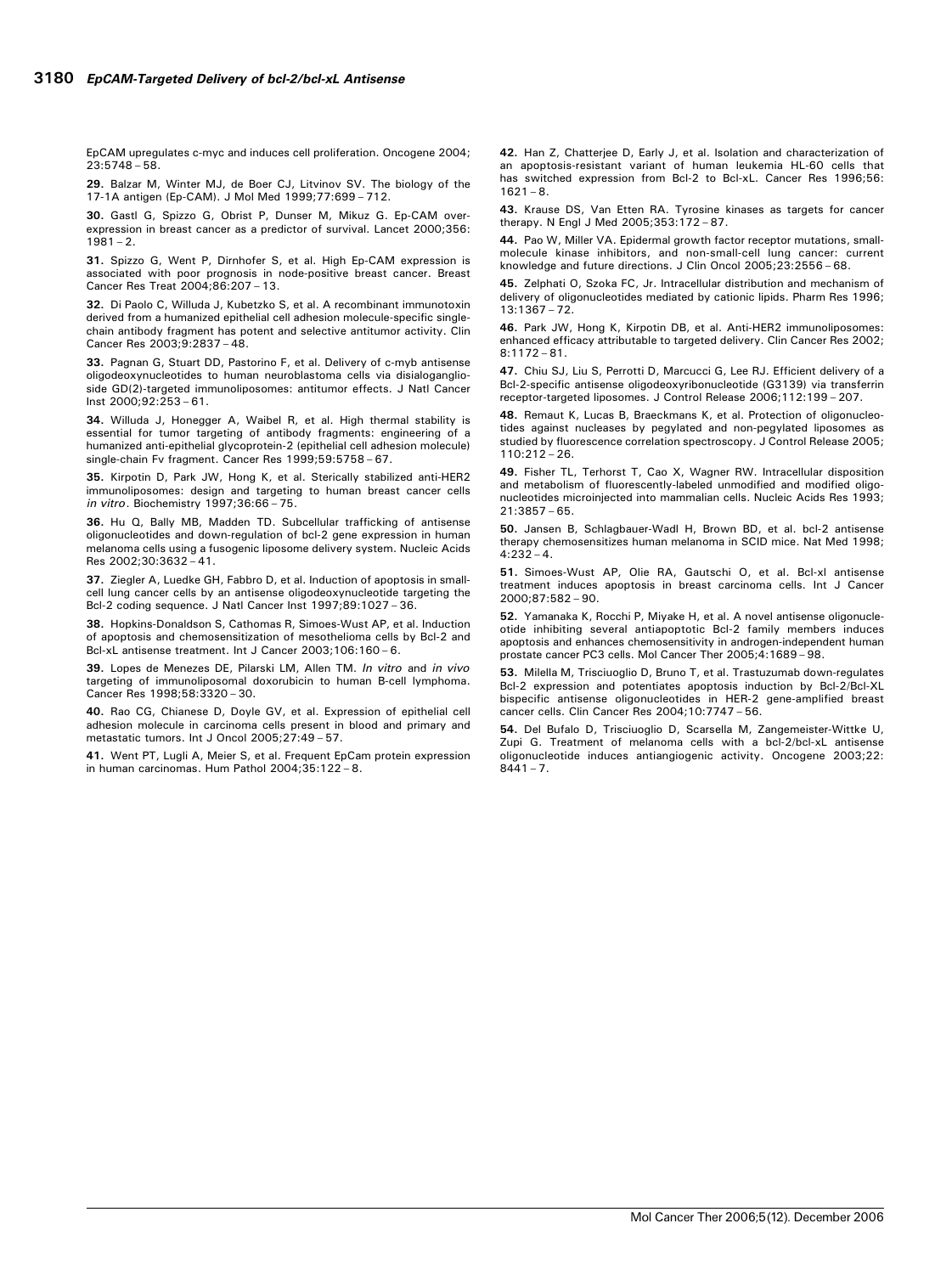EpCAM upregulates c-myc and induces cell proliferation. Oncogene 2004; 23:5748 – 58.

**29.** Balzar M, Winter MJ, de Boer CJ, Litvinov SV. The biology of the 17-1A antigen (Ep-CAM). J Mol Med 1999;77:699 – 712.

**30.** Gastl G, Spizzo G, Obrist P, Dunser M, Mikuz G. Ep-CAM overexpression in breast cancer as a predictor of survival. Lancet 2000;356: 1981 – 2.

**31.** Spizzo G, Went P, Dirnhofer S, et al. High Ep-CAM expression is associated with poor prognosis in node-positive breast cancer. Breast Cancer Res Treat 2004;86:207 – 13.

**32.** Di Paolo C, Willuda J, Kubetzko S, et al. A recombinant immunotoxin derived from a humanized epithelial cell adhesion molecule-specific single-chain antibody fragment has potent and selective antitumor activity. Clin Cancer Res 2003;9:2837 – 48.

**33.** Pagnan G, Stuart DD, Pastorino F, et al. Delivery of c-myb antisense oligodeoxynucleotides to human neuroblastoma cells via disialoganglioside GD(2)-targeted immunoliposomes: antitumor effects. J Natl Cancer Inst 2000;92:253 – 61.

**34.** Willuda J, Honegger A, Waibel R, et al. High thermal stability is essential for tumor targeting of antibody fragments: engineering of a humanized anti-epithelial glycoprotein-2 (epithelial cell adhesion molecule) single-chain Fv fragment. Cancer Res 1999;59:5758 – 67.

**35.** Kirpotin D, Park JW, Hong K, et al. Sterically stabilized anti-HER2 immunoliposomes: design and targeting to human breast cancer cells *in vitro*. Biochemistry 1997;36:66 – 75.

**36.** Hu Q, Bally MB, Madden TD. Subcellular trafficking of antisense oligonucleotides and down-regulation of bcl-2 gene expression in human melanoma cells using a fusogenic liposome delivery system. Nucleic Acids Res 2002;30:3632 – 41.

**37.** Ziegler A, Luedke GH, Fabbro D, et al. Induction of apoptosis in small-cell lung cancer cells by an antisense oligodeoxynucleotide targeting the Bcl-2 coding sequence. J Natl Cancer Inst 1997;89:1027 – 36.

**38.** Hopkins-Donaldson S, Cathomas R, Simoes-Wust AP, et al. Induction of apoptosis and chemosensitization of mesothelioma cells by Bcl-2 and Bcl-xL antisense treatment. Int J Cancer 2003;106:160 – 6.

**39.** Lopes de Menezes DE, Pilarski LM, Allen TM. *In vitro* and *in vivo* targeting of immunoliposomal doxorubicin to human B-cell lymphoma. Cancer Res 1998;58:3320 – 30.

**40.** Rao CG, Chianese D, Doyle GV, et al. Expression of epithelial cell adhesion molecule in carcinoma cells present in blood and primary and metastatic tumors. Int J Oncol 2005;27:49 – 57.

**41.** Went PT, Lugli A, Meier S, et al. Frequent EpCam protein expression in human carcinomas. Hum Pathol 2004;35:122 – 8.

**42.** Han Z, Chatterjee D, Early J, et al. Isolation and characterization of an apoptosis-resistant variant of human leukemia HL-60 cells that has switched expression from Bcl-2 to Bcl-xL. Cancer Res 1996;56: 1621 – 8.

**43.** Krause DS, Van Etten RA. Tyrosine kinases as targets for cancer therapy. N Engl J Med 2005;353:172 – 87.

**44.** Pao W, Miller VA. Epidermal growth factor receptor mutations, small-molecule kinase inhibitors, and non-small-cell lung cancer: current knowledge and future directions. J Clin Oncol 2005;23:2556 – 68.

**45.** Zelphati O, Szoka FC, Jr. Intracellular distribution and mechanism of delivery of oligonucleotides mediated by cationic lipids. Pharm Res 1996; 13:1367 – 72.

**46.** Park JW, Hong K, Kirpotin DB, et al. Anti-HER2 immunoliposomes: enhanced efficacy attributable to targeted delivery. Clin Cancer Res 2002; 8:1172 – 81.

**47.** Chiu SJ, Liu S, Perrotti D, Marcucci G, Lee RJ. Efficient delivery of a Bcl-2-specific antisense oligodeoxyribonucleotide (G3139) via transferrin receptor-targeted liposomes. J Control Release 2006;112:199 – 207.

**48.** Remaut K, Lucas B, Braeckmans K, et al. Protection of oligonucleotides against nucleases by pegylated and non-pegylated liposomes as studied by fluorescence correlation spectroscopy. J Control Release 2005; 110:212 – 26.

**49.** Fisher TL, Terhorst T, Cao X, Wagner RW. Intracellular disposition and metabolism of fluorescently-labeled unmodified and modified oligonucleotides microinjected into mammalian cells. Nucleic Acids Res 1993; 21:3857 – 65.

**50.** Jansen B, Schlagbauer-Wadl H, Brown BD, et al. bcl-2 antisense therapy chemosensitizes human melanoma in SCID mice. Nat Med 1998; 4:232 – 4.

**51.** Simoes-Wust AP, Olie RA, Gautschi O, et al. Bcl-xl antisense treatment induces apoptosis in breast carcinoma cells. Int J Cancer 2000;87:582 – 90.

**52.** Yamanaka K, Rocchi P, Miyake H, et al. A novel antisense oligonucleotide inhibiting several antiapoptotic Bcl-2 family members induces apoptosis and enhances chemosensitivity in androgen-independent human prostate cancer PC3 cells. Mol Cancer Ther 2005;4:1689 – 98.

**53.** Milella M, Trisciuoglio D, Bruno T, et al. Trastuzumab down-regulates Bcl-2 expression and potentiates apoptosis induction by Bcl-2/Bcl-XL bispecific antisense oligonucleotides in HER-2 gene-amplified breast cancer cells. Clin Cancer Res 2004;10:7747 – 56.

**54.** Del Bufalo D, Trisciuoglio D, Scarsella M, Zangemeister-Wittke U, Zupi G. Treatment of melanoma cells with a bcl-2/bcl-xL antisense oligonucleotide induces antiangiogenic activity. Oncogene 2003;22: 8441 – 7.